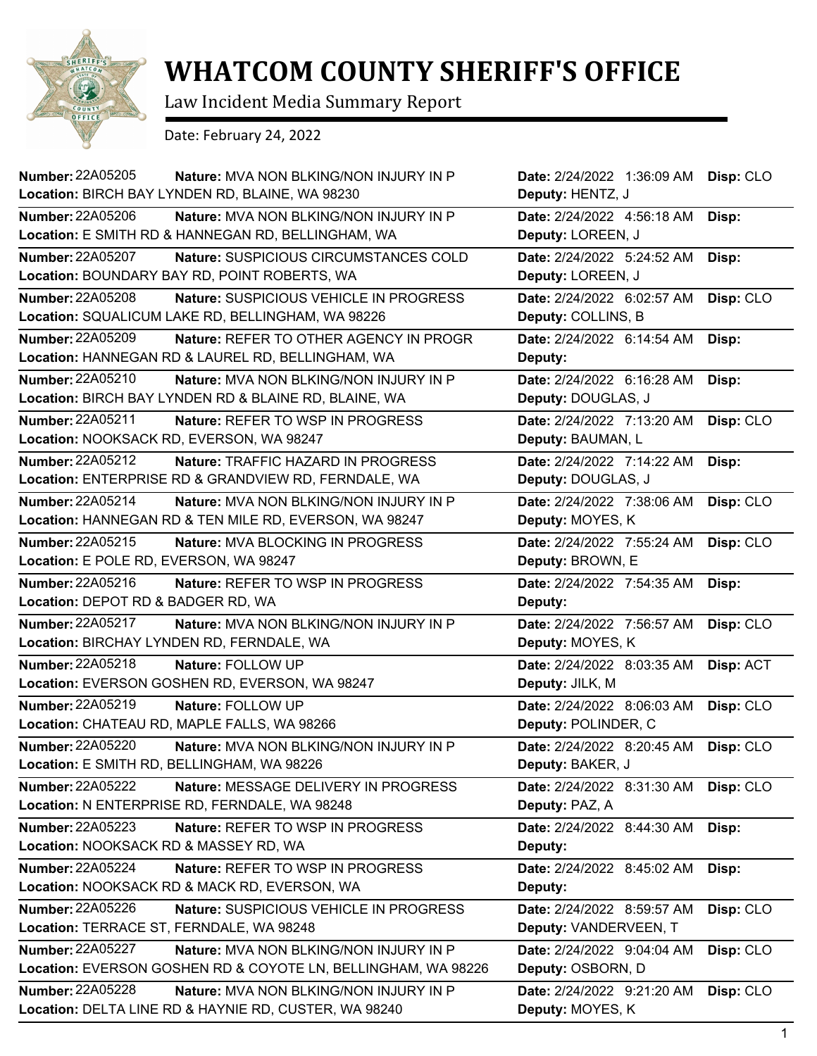# WHATCOM COUNTY SHERIFF'S OFFICE

Law Incident Media Summary Report

Date: February 24, 2022

**Number:** 22A05205 **Nature:** MVA NON BLKING/NON INJURY IN P **Date:** 2/24/2022 1:36:09 AM **Disp:** CLO
**Location:** BIRCH BAY LYNDEN RD, BLAINE, WA 98230 **Deputy:** HENTZ, J

**Number:** 22A05206 **Nature:** MVA NON BLKING/NON INJURY IN P **Date:** 2/24/2022 4:56:18 AM **Disp:**
**Location:** E SMITH RD & HANNEGAN RD, BELLINGHAM, WA **Deputy:** LOREEN, J

**Number:** 22A05207 **Nature:** SUSPICIOUS CIRCUMSTANCES COLD **Date:** 2/24/2022 5:24:52 AM **Disp:**
**Location:** BOUNDARY BAY RD, POINT ROBERTS, WA **Deputy:** LOREEN, J

**Number:** 22A05208 **Nature:** SUSPICIOUS VEHICLE IN PROGRESS **Date:** 2/24/2022 6:02:57 AM **Disp:** CLO
**Location:** SQUALICUM LAKE RD, BELLINGHAM, WA 98226 **Deputy:** COLLINS, B

**Number:** 22A05209 **Nature:** REFER TO OTHER AGENCY IN PROGR **Date:** 2/24/2022 6:14:54 AM **Disp:**
**Location:** HANNEGAN RD & LAUREL RD, BELLINGHAM, WA **Deputy:**

**Number:** 22A05210 **Nature:** MVA NON BLKING/NON INJURY IN P **Date:** 2/24/2022 6:16:28 AM **Disp:**
**Location:** BIRCH BAY LYNDEN RD & BLAINE RD, BLAINE, WA **Deputy:** DOUGLAS, J

**Number:** 22A05211 **Nature:** REFER TO WSP IN PROGRESS **Date:** 2/24/2022 7:13:20 AM **Disp:** CLO
**Location:** NOOKSACK RD, EVERSON, WA 98247 **Deputy:** BAUMAN, L

**Number:** 22A05212 **Nature:** TRAFFIC HAZARD IN PROGRESS **Date:** 2/24/2022 7:14:22 AM **Disp:**
**Location:** ENTERPRISE RD & GRANDVIEW RD, FERNDALE, WA **Deputy:** DOUGLAS, J

**Number:** 22A05214 **Nature:** MVA NON BLKING/NON INJURY IN P **Date:** 2/24/2022 7:38:06 AM **Disp:** CLO
**Location:** HANNEGAN RD & TEN MILE RD, EVERSON, WA 98247 **Deputy:** MOYES, K

**Number:** 22A05215 **Nature:** MVA BLOCKING IN PROGRESS **Date:** 2/24/2022 7:55:24 AM **Disp:** CLO
**Location:** E POLE RD, EVERSON, WA 98247 **Deputy:** BROWN, E

**Number:** 22A05216 **Nature:** REFER TO WSP IN PROGRESS **Date:** 2/24/2022 7:54:35 AM **Disp:**
**Location:** DEPOT RD & BADGER RD, WA **Deputy:**

**Number:** 22A05217 **Nature:** MVA NON BLKING/NON INJURY IN P **Date:** 2/24/2022 7:56:57 AM **Disp:** CLO
**Location:** BIRCHAY LYNDEN RD, FERNDALE, WA **Deputy:** MOYES, K

**Number:** 22A05218 **Nature:** FOLLOW UP **Date:** 2/24/2022 8:03:35 AM **Disp:** ACT
**Location:** EVERSON GOSHEN RD, EVERSON, WA 98247 **Deputy:** JILK, M

**Number:** 22A05219 **Nature:** FOLLOW UP **Date:** 2/24/2022 8:06:03 AM **Disp:** CLO
**Location:** CHATEAU RD, MAPLE FALLS, WA 98266 **Deputy:** POLINDER, C

**Number:** 22A05220 **Nature:** MVA NON BLKING/NON INJURY IN P **Date:** 2/24/2022 8:20:45 AM **Disp:** CLO
**Location:** E SMITH RD, BELLINGHAM, WA 98226 **Deputy:** BAKER, J

**Number:** 22A05222 **Nature:** MESSAGE DELIVERY IN PROGRESS **Date:** 2/24/2022 8:31:30 AM **Disp:** CLO
**Location:** N ENTERPRISE RD, FERNDALE, WA 98248 **Deputy:** PAZ, A

**Number:** 22A05223 **Nature:** REFER TO WSP IN PROGRESS **Date:** 2/24/2022 8:44:30 AM **Disp:**
**Location:** NOOKSACK RD & MASSEY RD, WA **Deputy:**

**Number:** 22A05224 **Nature:** REFER TO WSP IN PROGRESS **Date:** 2/24/2022 8:45:02 AM **Disp:**
**Location:** NOOKSACK RD & MACK RD, EVERSON, WA **Deputy:**

**Number:** 22A05226 **Nature:** SUSPICIOUS VEHICLE IN PROGRESS **Date:** 2/24/2022 8:59:57 AM **Disp:** CLO
**Location:** TERRACE ST, FERNDALE, WA 98248 **Deputy:** VANDERVEEN, T

**Number:** 22A05227 **Nature:** MVA NON BLKING/NON INJURY IN P **Date:** 2/24/2022 9:04:04 AM **Disp:** CLO
**Location:** EVERSON GOSHEN RD & COYOTE LN, BELLINGHAM, WA 98226 **Deputy:** OSBORN, D

**Number:** 22A05228 **Nature:** MVA NON BLKING/NON INJURY IN P **Date:** 2/24/2022 9:21:20 AM **Disp:** CLO
**Location:** DELTA LINE RD & HAYNIE RD, CUSTER, WA 98240 **Deputy:** MOYES, K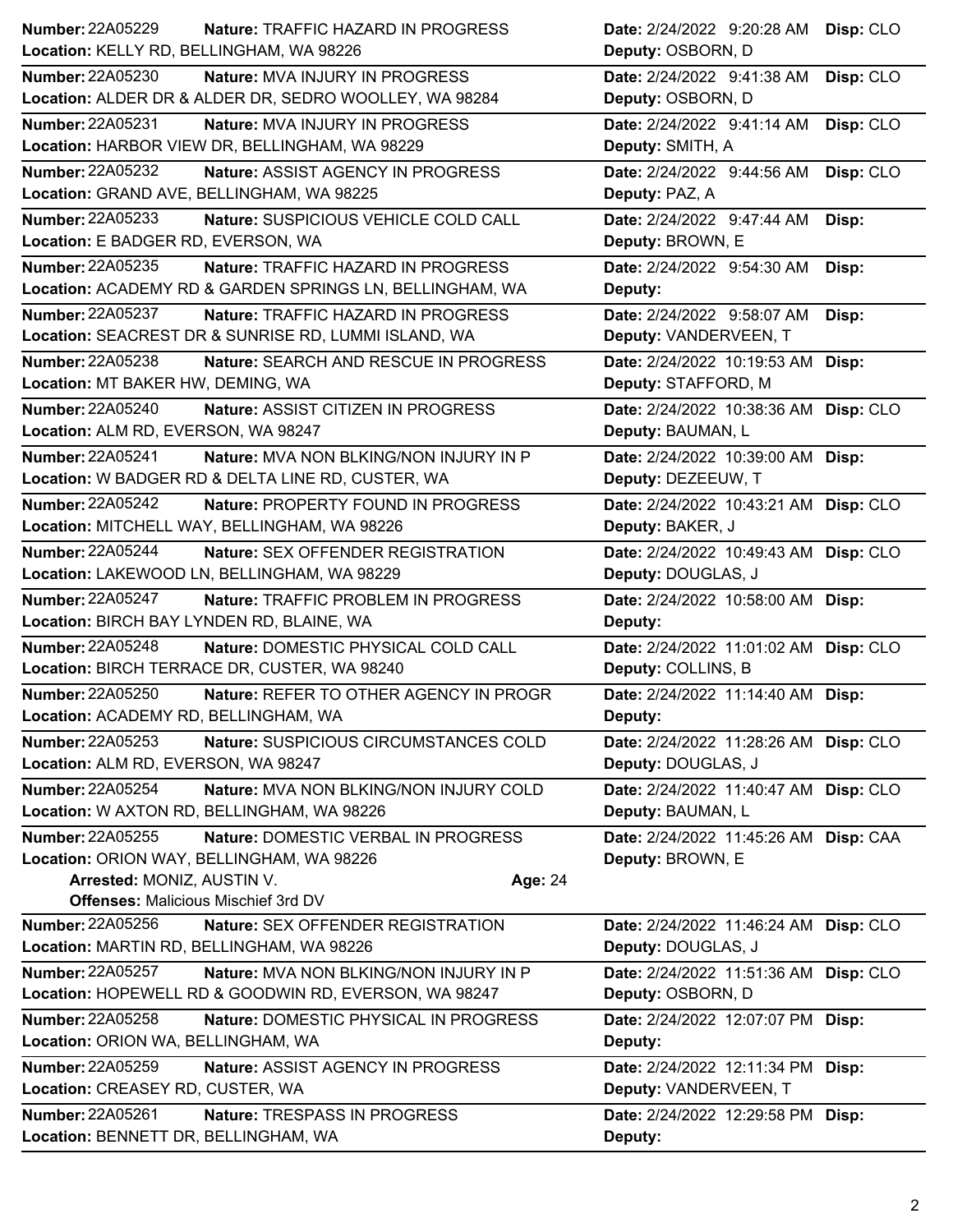**Number:** 22A05229 **Nature:** TRAFFIC HAZARD IN PROGRESS **Date:** 2/24/2022 9:20:28 AM **Disp:** CLO
**Location:** KELLY RD, BELLINGHAM, WA 98226 **Deputy:** OSBORN, D

---

**Number:** 22A05230 **Nature:** MVA INJURY IN PROGRESS **Date:** 2/24/2022 9:41:38 AM **Disp:** CLO
**Location:** ALDER DR & ALDER DR, SEDRO WOOLLEY, WA 98284 **Deputy:** OSBORN, D

---

**Number:** 22A05231 **Nature:** MVA INJURY IN PROGRESS **Date:** 2/24/2022 9:41:14 AM **Disp:** CLO
**Location:** HARBOR VIEW DR, BELLINGHAM, WA 98229 **Deputy:** SMITH, A

---

**Number:** 22A05232 **Nature:** ASSIST AGENCY IN PROGRESS **Date:** 2/24/2022 9:44:56 AM **Disp:** CLO
**Location:** GRAND AVE, BELLINGHAM, WA 98225 **Deputy:** PAZ, A

---

**Number:** 22A05233 **Nature:** SUSPICIOUS VEHICLE COLD CALL **Date:** 2/24/2022 9:47:44 AM **Disp:**
**Location:** E BADGER RD, EVERSON, WA **Deputy:** BROWN, E

---

**Number:** 22A05235 **Nature:** TRAFFIC HAZARD IN PROGRESS **Date:** 2/24/2022 9:54:30 AM **Disp:**
**Location:** ACADEMY RD & GARDEN SPRINGS LN, BELLINGHAM, WA **Deputy:**

---

**Number:** 22A05237 **Nature:** TRAFFIC HAZARD IN PROGRESS **Date:** 2/24/2022 9:58:07 AM **Disp:**
**Location:** SEACREST DR & SUNRISE RD, LUMMI ISLAND, WA **Deputy:** VANDERVEEN, T

---

**Number:** 22A05238 **Nature:** SEARCH AND RESCUE IN PROGRESS **Date:** 2/24/2022 10:19:53 AM **Disp:**
**Location:** MT BAKER HW, DEMING, WA **Deputy:** STAFFORD, M

---

**Number:** 22A05240 **Nature:** ASSIST CITIZEN IN PROGRESS **Date:** 2/24/2022 10:38:36 AM **Disp:** CLO
**Location:** ALM RD, EVERSON, WA 98247 **Deputy:** BAUMAN, L

---

**Number:** 22A05241 **Nature:** MVA NON BLKING/NON INJURY IN P **Date:** 2/24/2022 10:39:00 AM **Disp:**
**Location:** W BADGER RD & DELTA LINE RD, CUSTER, WA **Deputy:** DEZEEUW, T

---

**Number:** 22A05242 **Nature:** PROPERTY FOUND IN PROGRESS **Date:** 2/24/2022 10:43:21 AM **Disp:** CLO
**Location:** MITCHELL WAY, BELLINGHAM, WA 98226 **Deputy:** BAKER, J

---

**Number:** 22A05244 **Nature:** SEX OFFENDER REGISTRATION **Date:** 2/24/2022 10:49:43 AM **Disp:** CLO
**Location:** LAKEWOOD LN, BELLINGHAM, WA 98229 **Deputy:** DOUGLAS, J

---

**Number:** 22A05247 **Nature:** TRAFFIC PROBLEM IN PROGRESS **Date:** 2/24/2022 10:58:00 AM **Disp:**
**Location:** BIRCH BAY LYNDEN RD, BLAINE, WA **Deputy:**

---

**Number:** 22A05248 **Nature:** DOMESTIC PHYSICAL COLD CALL **Date:** 2/24/2022 11:01:02 AM **Disp:** CLO
**Location:** BIRCH TERRACE DR, CUSTER, WA 98240 **Deputy:** COLLINS, B

---

**Number:** 22A05250 **Nature:** REFER TO OTHER AGENCY IN PROGR **Date:** 2/24/2022 11:14:40 AM **Disp:**
**Location:** ACADEMY RD, BELLINGHAM, WA **Deputy:**

---

**Number:** 22A05253 **Nature:** SUSPICIOUS CIRCUMSTANCES COLD **Date:** 2/24/2022 11:28:26 AM **Disp:** CLO
**Location:** ALM RD, EVERSON, WA 98247 **Deputy:** DOUGLAS, J

---

**Number:** 22A05254 **Nature:** MVA NON BLKING/NON INJURY COLD **Date:** 2/24/2022 11:40:47 AM **Disp:** CLO
**Location:** W AXTON RD, BELLINGHAM, WA 98226 **Deputy:** BAUMAN, L

---

**Number:** 22A05255 **Nature:** DOMESTIC VERBAL IN PROGRESS **Date:** 2/24/2022 11:45:26 AM **Disp:** CAA
**Location:** ORION WAY, BELLINGHAM, WA 98226 **Deputy:** BROWN, E
**Arrested:** MONIZ, AUSTIN V. **Age:** 24
**Offenses:** Malicious Mischief 3rd DV

---

**Number:** 22A05256 **Nature:** SEX OFFENDER REGISTRATION **Date:** 2/24/2022 11:46:24 AM **Disp:** CLO
**Location:** MARTIN RD, BELLINGHAM, WA 98226 **Deputy:** DOUGLAS, J

---

**Number:** 22A05257 **Nature:** MVA NON BLKING/NON INJURY IN P **Date:** 2/24/2022 11:51:36 AM **Disp:** CLO
**Location:** HOPEWELL RD & GOODWIN RD, EVERSON, WA 98247 **Deputy:** OSBORN, D

---

**Number:** 22A05258 **Nature:** DOMESTIC PHYSICAL IN PROGRESS **Date:** 2/24/2022 12:07:07 PM **Disp:**
**Location:** ORION WA, BELLINGHAM, WA **Deputy:**

---

**Number:** 22A05259 **Nature:** ASSIST AGENCY IN PROGRESS **Date:** 2/24/2022 12:11:34 PM **Disp:**
**Location:** CREASEY RD, CUSTER, WA **Deputy:** VANDERVEEN, T

---

**Number:** 22A05261 **Nature:** TRESPASS IN PROGRESS **Date:** 2/24/2022 12:29:58 PM **Disp:**
**Location:** BENNETT DR, BELLINGHAM, WA **Deputy:**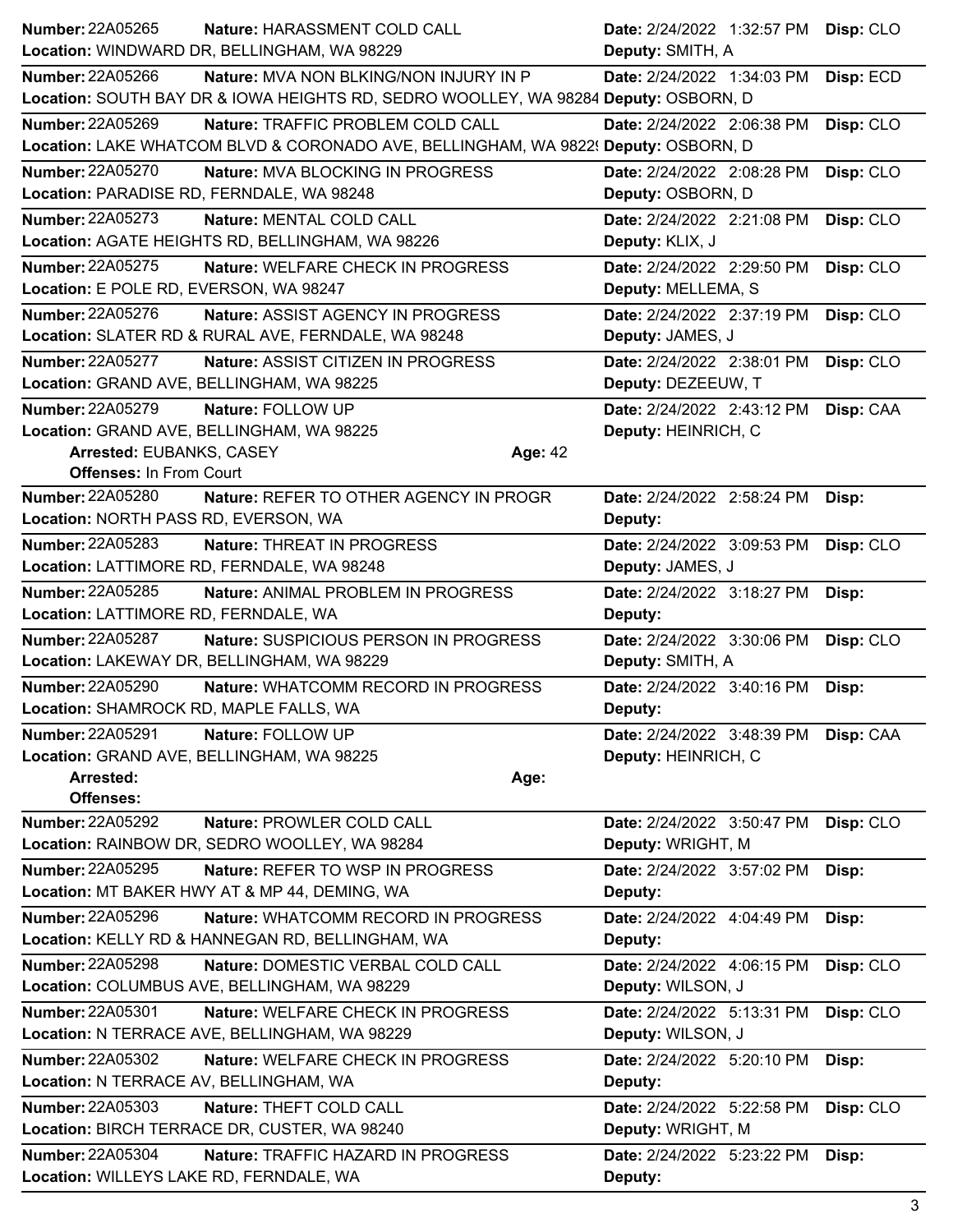**Number:** 22A05265 **Nature:** HARASSMENT COLD CALL **Date:** 2/24/2022 1:32:57 PM **Disp:** CLO
**Location:** WINDWARD DR, BELLINGHAM, WA 98229 **Deputy:** SMITH, A

**Number:** 22A05266 **Nature:** MVA NON BLKING/NON INJURY IN P **Date:** 2/24/2022 1:34:03 PM **Disp:** ECD
**Location:** SOUTH BAY DR & IOWA HEIGHTS RD, SEDRO WOOLLEY, WA 98284 **Deputy:** OSBORN, D

**Number:** 22A05269 **Nature:** TRAFFIC PROBLEM COLD CALL **Date:** 2/24/2022 2:06:38 PM **Disp:** CLO
**Location:** LAKE WHATCOM BLVD & CORONADO AVE, BELLINGHAM, WA 9822( **Deputy:** OSBORN, D

**Number:** 22A05270 **Nature:** MVA BLOCKING IN PROGRESS **Date:** 2/24/2022 2:08:28 PM **Disp:** CLO
**Location:** PARADISE RD, FERNDALE, WA 98248 **Deputy:** OSBORN, D

**Number:** 22A05273 **Nature:** MENTAL COLD CALL **Date:** 2/24/2022 2:21:08 PM **Disp:** CLO
**Location:** AGATE HEIGHTS RD, BELLINGHAM, WA 98226 **Deputy:** KLIX, J

**Number:** 22A05275 **Nature:** WELFARE CHECK IN PROGRESS **Date:** 2/24/2022 2:29:50 PM **Disp:** CLO
**Location:** E POLE RD, EVERSON, WA 98247 **Deputy:** MELLEMA, S

**Number:** 22A05276 **Nature:** ASSIST AGENCY IN PROGRESS **Date:** 2/24/2022 2:37:19 PM **Disp:** CLO
**Location:** SLATER RD & RURAL AVE, FERNDALE, WA 98248 **Deputy:** JAMES, J

**Number:** 22A05277 **Nature:** ASSIST CITIZEN IN PROGRESS **Date:** 2/24/2022 2:38:01 PM **Disp:** CLO
**Location:** GRAND AVE, BELLINGHAM, WA 98225 **Deputy:** DEZEEUW, T

**Number:** 22A05279 **Nature:** FOLLOW UP **Date:** 2/24/2022 2:43:12 PM **Disp:** CAA
**Location:** GRAND AVE, BELLINGHAM, WA 98225 **Deputy:** HEINRICH, C
**Arrested:** EUBANKS, CASEY **Age:** 42
**Offenses:** In From Court

**Number:** 22A05280 **Nature:** REFER TO OTHER AGENCY IN PROGR **Date:** 2/24/2022 2:58:24 PM **Disp:**
**Location:** NORTH PASS RD, EVERSON, WA **Deputy:**

**Number:** 22A05283 **Nature:** THREAT IN PROGRESS **Date:** 2/24/2022 3:09:53 PM **Disp:** CLO
**Location:** LATTIMORE RD, FERNDALE, WA 98248 **Deputy:** JAMES, J

**Number:** 22A05285 **Nature:** ANIMAL PROBLEM IN PROGRESS **Date:** 2/24/2022 3:18:27 PM **Disp:**
**Location:** LATTIMORE RD, FERNDALE, WA **Deputy:**

**Number:** 22A05287 **Nature:** SUSPICIOUS PERSON IN PROGRESS **Date:** 2/24/2022 3:30:06 PM **Disp:** CLO
**Location:** LAKEWAY DR, BELLINGHAM, WA 98229 **Deputy:** SMITH, A

**Number:** 22A05290 **Nature:** WHATCOMM RECORD IN PROGRESS **Date:** 2/24/2022 3:40:16 PM **Disp:**
**Location:** SHAMROCK RD, MAPLE FALLS, WA **Deputy:**

**Number:** 22A05291 **Nature:** FOLLOW UP **Date:** 2/24/2022 3:48:39 PM **Disp:** CAA
**Location:** GRAND AVE, BELLINGHAM, WA 98225 **Deputy:** HEINRICH, C
**Arrested:** **Age:**
**Offenses:**

**Number:** 22A05292 **Nature:** PROWLER COLD CALL **Date:** 2/24/2022 3:50:47 PM **Disp:** CLO
**Location:** RAINBOW DR, SEDRO WOOLLEY, WA 98284 **Deputy:** WRIGHT, M

**Number:** 22A05295 **Nature:** REFER TO WSP IN PROGRESS **Date:** 2/24/2022 3:57:02 PM **Disp:**
**Location:** MT BAKER HWY AT & MP 44, DEMING, WA **Deputy:**

**Number:** 22A05296 **Nature:** WHATCOMM RECORD IN PROGRESS **Date:** 2/24/2022 4:04:49 PM **Disp:**
**Location:** KELLY RD & HANNEGAN RD, BELLINGHAM, WA **Deputy:**

**Number:** 22A05298 **Nature:** DOMESTIC VERBAL COLD CALL **Date:** 2/24/2022 4:06:15 PM **Disp:** CLO
**Location:** COLUMBUS AVE, BELLINGHAM, WA 98229 **Deputy:** WILSON, J

**Number:** 22A05301 **Nature:** WELFARE CHECK IN PROGRESS **Date:** 2/24/2022 5:13:31 PM **Disp:** CLO
**Location:** N TERRACE AVE, BELLINGHAM, WA 98229 **Deputy:** WILSON, J

**Number:** 22A05302 **Nature:** WELFARE CHECK IN PROGRESS **Date:** 2/24/2022 5:20:10 PM **Disp:**
**Location:** N TERRACE AV, BELLINGHAM, WA **Deputy:**

**Number:** 22A05303 **Nature:** THEFT COLD CALL **Date:** 2/24/2022 5:22:58 PM **Disp:** CLO
**Location:** BIRCH TERRACE DR, CUSTER, WA 98240 **Deputy:** WRIGHT, M

**Number:** 22A05304 **Nature:** TRAFFIC HAZARD IN PROGRESS **Date:** 2/24/2022 5:23:22 PM **Disp:**
**Location:** WILLEYS LAKE RD, FERNDALE, WA **Deputy:**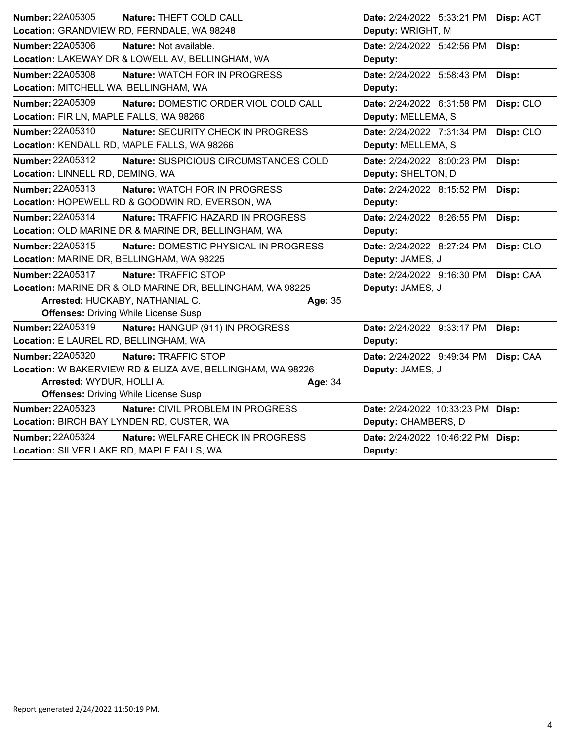**Number:** 22A05305 **Nature:** THEFT COLD CALL **Date:** 2/24/2022 5:33:21 PM **Disp:** ACT
**Location:** GRANDVIEW RD, FERNDALE, WA 98248 **Deputy:** WRIGHT, M

---

**Number:** 22A05306 **Nature:** Not available. **Date:** 2/24/2022 5:42:56 PM **Disp:**
**Location:** LAKEWAY DR & LOWELL AV, BELLINGHAM, WA **Deputy:**

---

**Number:** 22A05308 **Nature:** WATCH FOR IN PROGRESS **Date:** 2/24/2022 5:58:43 PM **Disp:**
**Location:** MITCHELL WA, BELLINGHAM, WA **Deputy:**

---

**Number:** 22A05309 **Nature:** DOMESTIC ORDER VIOL COLD CALL **Date:** 2/24/2022 6:31:58 PM **Disp:** CLO
**Location:** FIR LN, MAPLE FALLS, WA 98266 **Deputy:** MELLEMA, S

---

**Number:** 22A05310 **Nature:** SECURITY CHECK IN PROGRESS **Date:** 2/24/2022 7:31:34 PM **Disp:** CLO
**Location:** KENDALL RD, MAPLE FALLS, WA 98266 **Deputy:** MELLEMA, S

---

**Number:** 22A05312 **Nature:** SUSPICIOUS CIRCUMSTANCES COLD **Date:** 2/24/2022 8:00:23 PM **Disp:**
**Location:** LINNELL RD, DEMING, WA **Deputy:** SHELTON, D

---

**Number:** 22A05313 **Nature:** WATCH FOR IN PROGRESS **Date:** 2/24/2022 8:15:52 PM **Disp:**
**Location:** HOPEWELL RD & GOODWIN RD, EVERSON, WA **Deputy:**

---

**Number:** 22A05314 **Nature:** TRAFFIC HAZARD IN PROGRESS **Date:** 2/24/2022 8:26:55 PM **Disp:**
**Location:** OLD MARINE DR & MARINE DR, BELLINGHAM, WA **Deputy:**

---

**Number:** 22A05315 **Nature:** DOMESTIC PHYSICAL IN PROGRESS **Date:** 2/24/2022 8:27:24 PM **Disp:** CLO
**Location:** MARINE DR, BELLINGHAM, WA 98225 **Deputy:** JAMES, J

---

**Number:** 22A05317 **Nature:** TRAFFIC STOP **Date:** 2/24/2022 9:16:30 PM **Disp:** CAA
**Location:** MARINE DR & OLD MARINE DR, BELLINGHAM, WA 98225 **Deputy:** JAMES, J
**Arrested:** HUCKABY, NATHANIAL C. **Age:** 35
**Offenses:** Driving While License Susp

---

**Number:** 22A05319 **Nature:** HANGUP (911) IN PROGRESS **Date:** 2/24/2022 9:33:17 PM **Disp:**
**Location:** E LAUREL RD, BELLINGHAM, WA **Deputy:**

---

**Number:** 22A05320 **Nature:** TRAFFIC STOP **Date:** 2/24/2022 9:49:34 PM **Disp:** CAA
**Location:** W BAKERVIEW RD & ELIZA AVE, BELLINGHAM, WA 98226 **Deputy:** JAMES, J
**Arrested:** WYDUR, HOLLI A. **Age:** 34
**Offenses:** Driving While License Susp

---

**Number:** 22A05323 **Nature:** CIVIL PROBLEM IN PROGRESS **Date:** 2/24/2022 10:33:23 PM **Disp:**
**Location:** BIRCH BAY LYNDEN RD, CUSTER, WA **Deputy:** CHAMBERS, D

---

**Number:** 22A05324 **Nature:** WELFARE CHECK IN PROGRESS **Date:** 2/24/2022 10:46:22 PM **Disp:**
**Location:** SILVER LAKE RD, MAPLE FALLS, WA **Deputy:**

---

Report generated 2/24/2022 11:50:19 PM.